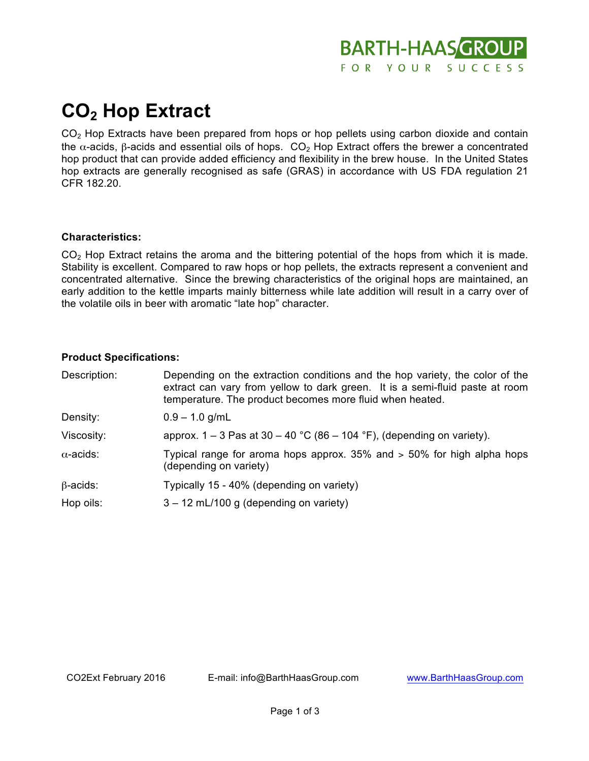BARTH-HAAS GROUP

FOR YOUR SUCCESS

# $CO_2$ Hop Extract

$CO_2$ Hop Extracts have been prepared from hops or hop pellets using carbon dioxide and contain the $\alpha$-acids, $\beta$-acids and essential oils of hops. $CO_2$ Hop Extract offers the brewer a concentrated hop product that can provide added efficiency and flexibility in the brew house. In the United States hop extracts are generally recognised as safe (GRAS) in accordance with US FDA regulation 21 CFR 182.20.

**Characteristics:**

$CO_2$ Hop Extract retains the aroma and the bittering potential of the hops from which it is made. Stability is excellent. Compared to raw hops or hop pellets, the extracts represent a convenient and concentrated alternative. Since the brewing characteristics of the original hops are maintained, an early addition to the kettle imparts mainly bitterness while late addition will result in a carry over of the volatile oils in beer with aromatic "late hop" character.

**Product Specifications:**

| | |
|---|---|
| Description: | Depending on the extraction conditions and the hop variety, the color of the extract can vary from yellow to dark green. It is a semi-fluid paste at room temperature. The product becomes more fluid when heated. |
| Density: | 0.9 – 1.0 g/mL |
| Viscosity: | approx. 1 – 3 Pas at 30 – 40 °C (86 – 104 °F), (depending on variety). |
| $\alpha$-acids: | Typical range for aroma hops approx. 35% and > 50% for high alpha hops (depending on variety) |
| $\beta$-acids: | Typically 15 - 40% (depending on variety) |
| Hop oils: | 3 – 12 mL/100 g (depending on variety) |

CO2Ext February 2016 E-mail: info@BarthHaasGroup.com www.BarthHaasGroup.com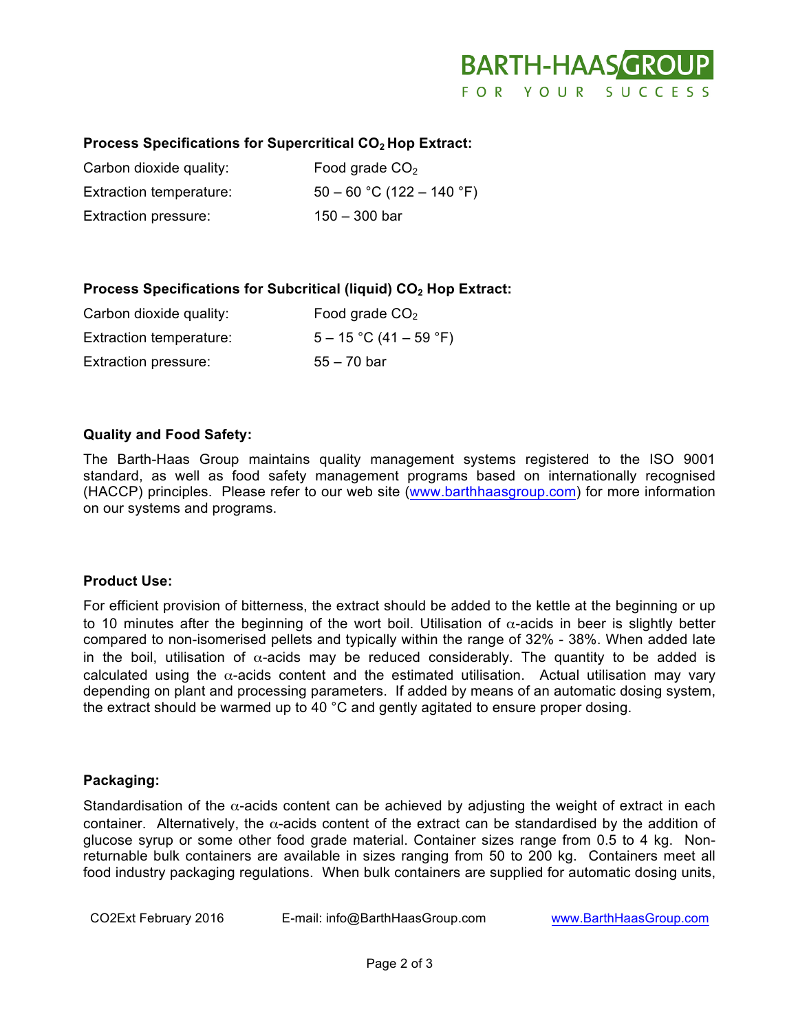### Process Specifications for Supercritical $CO_2$ Hop Extract:

| | |
|---|---|
| Carbon dioxide quality: | Food grade $CO_2$ |
| Extraction temperature: | 50 – 60 °C (122 – 140 °F) |
| Extraction pressure: | 150 – 300 bar |

### Process Specifications for Subcritical (liquid) $CO_2$ Hop Extract:

| | |
|---|---|
| Carbon dioxide quality: | Food grade $CO_2$ |
| Extraction temperature: | 5 – 15 °C (41 – 59 °F) |
| Extraction pressure: | 55 – 70 bar |

### Quality and Food Safety:

The Barth-Haas Group maintains quality management systems registered to the ISO 9001 standard, as well as food safety management programs based on internationally recognised (HACCP) principles. Please refer to our web site (www.barthhaasgroup.com) for more information on our systems and programs.

### Product Use:

For efficient provision of bitterness, the extract should be added to the kettle at the beginning or up to 10 minutes after the beginning of the wort boil. Utilisation of $\alpha$-acids in beer is slightly better compared to non-isomerised pellets and typically within the range of 32% - 38%. When added late in the boil, utilisation of $\alpha$-acids may be reduced considerably. The quantity to be added is calculated using the $\alpha$-acids content and the estimated utilisation. Actual utilisation may vary depending on plant and processing parameters. If added by means of an automatic dosing system, the extract should be warmed up to 40 °C and gently agitated to ensure proper dosing.

### Packaging:

Standardisation of the $\alpha$-acids content can be achieved by adjusting the weight of extract in each container. Alternatively, the $\alpha$-acids content of the extract can be standardised by the addition of glucose syrup or some other food grade material. Container sizes range from 0.5 to 4 kg. Non-returnable bulk containers are available in sizes ranging from 50 to 200 kg. Containers meet all food industry packaging regulations. When bulk containers are supplied for automatic dosing units,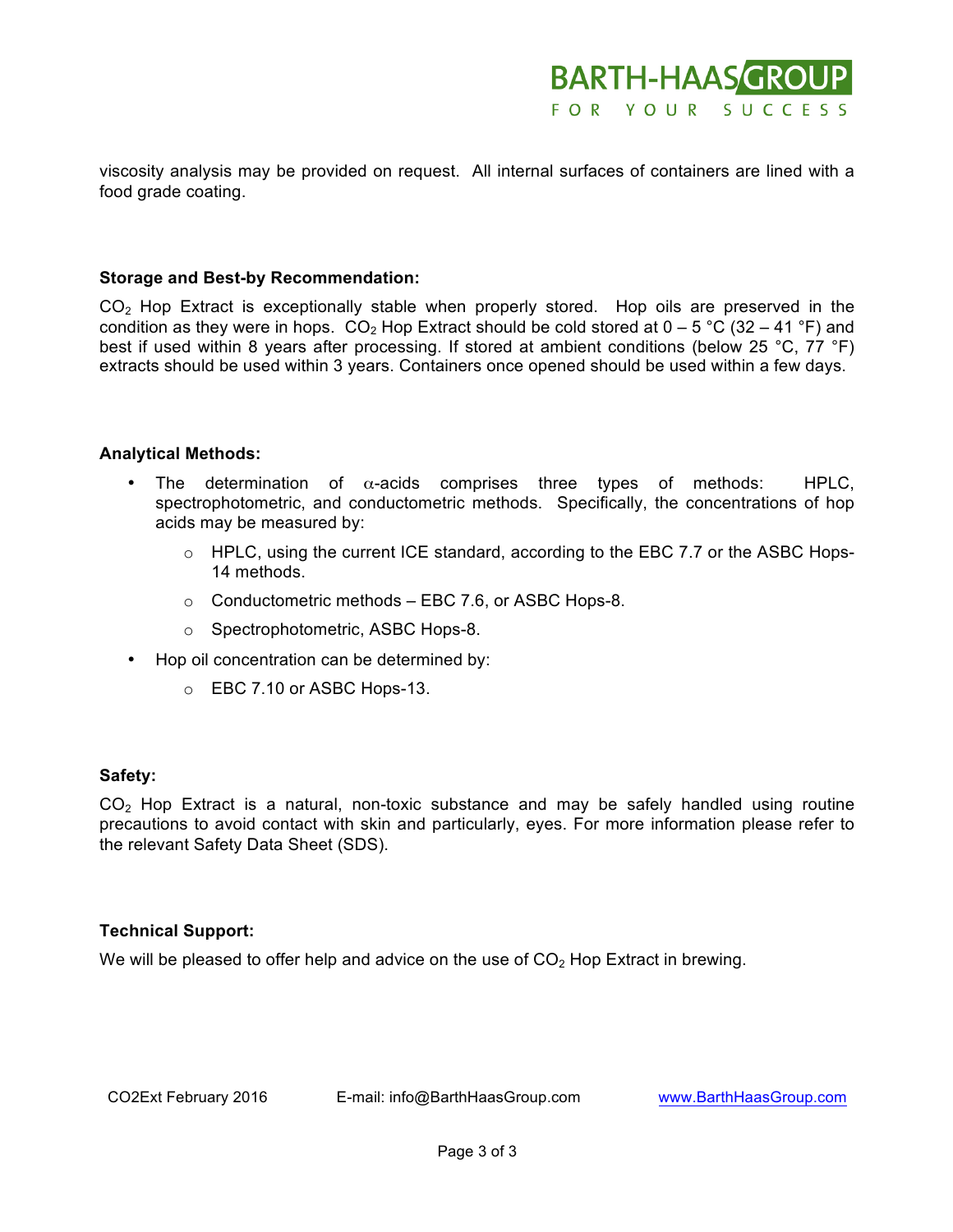viscosity analysis may be provided on request. All internal surfaces of containers are lined with a food grade coating.

**Storage and Best-by Recommendation:**

$CO_2$ Hop Extract is exceptionally stable when properly stored. Hop oils are preserved in the condition as they were in hops. $CO_2$ Hop Extract should be cold stored at 0 – 5 °C (32 – 41 °F) and best if used within 8 years after processing. If stored at ambient conditions (below 25 °C, 77 °F) extracts should be used within 3 years. Containers once opened should be used within a few days.

**Analytical Methods:**

- The determination of $\alpha$-acids comprises three types of methods: HPLC, spectrophotometric, and conductometric methods. Specifically, the concentrations of hop acids may be measured by:
    - HPLC, using the current ICE standard, according to the EBC 7.7 or the ASBC Hops-14 methods.
    - Conductometric methods – EBC 7.6, or ASBC Hops-8.
    - Spectrophotometric, ASBC Hops-8.
- Hop oil concentration can be determined by:
    - EBC 7.10 or ASBC Hops-13.

**Safety:**

$CO_2$ Hop Extract is a natural, non-toxic substance and may be safely handled using routine precautions to avoid contact with skin and particularly, eyes. For more information please refer to the relevant Safety Data Sheet (SDS).

**Technical Support:**

We will be pleased to offer help and advice on the use of $CO_2$ Hop Extract in brewing.

CO2Ext February 2016 E-mail: info@BarthHaasGroup.com www.BarthHaasGroup.com